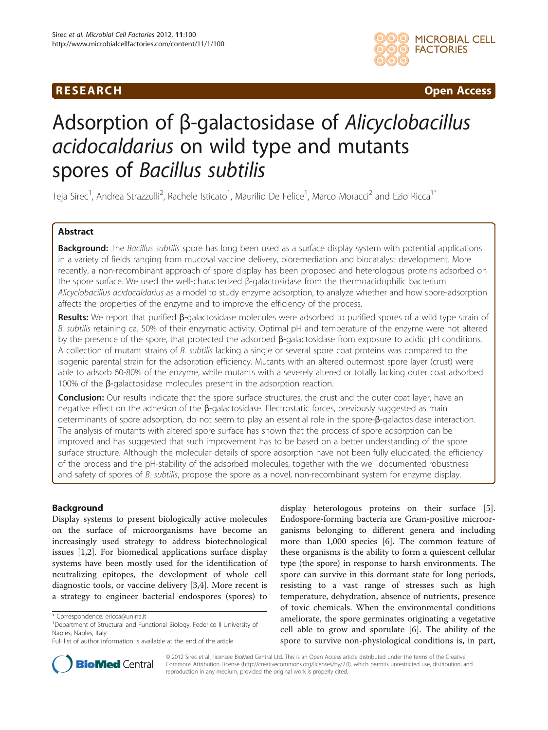**RESEARCH** **Open Access**

# Adsorption of β-galactosidase of *Alicyclobacillus acidocaldarius* on wild type and mutants spores of *Bacillus subtilis*

Teja Sirec[1], Andrea Strazzulli[2], Rachele Isticato[1], Maurilio De Felice[1], Marco Moracci[2] and Ezio Ricca[1*]

## Abstract

**Background:** The *Bacillus subtilis* spore has long been used as a surface display system with potential applications in a variety of fields ranging from mucosal vaccine delivery, bioremediation and biocatalyst development. More recently, a non-recombinant approach of spore display has been proposed and heterologous proteins adsorbed on the spore surface. We used the well-characterized β-galactosidase from the thermoacidophilic bacterium *Alicyclobacillus acidocaldarius* as a model to study enzyme adsorption, to analyze whether and how spore-adsorption affects the properties of the enzyme and to improve the efficiency of the process.

**Results:** We report that purified β-galactosidase molecules were adsorbed to purified spores of a wild type strain of *B. subtilis* retaining ca. 50% of their enzymatic activity. Optimal pH and temperature of the enzyme were not altered by the presence of the spore, that protected the adsorbed β-galactosidase from exposure to acidic pH conditions. A collection of mutant strains of *B. subtilis* lacking a single or several spore coat proteins was compared to the isogenic parental strain for the adsorption efficiency. Mutants with an altered outermost spore layer (crust) were able to adsorb 60-80% of the enzyme, while mutants with a severely altered or totally lacking outer coat adsorbed 100% of the β-galactosidase molecules present in the adsorption reaction.

**Conclusion:** Our results indicate that the spore surface structures, the crust and the outer coat layer, have an negative effect on the adhesion of the β-galactosidase. Electrostatic forces, previously suggested as main determinants of spore adsorption, do not seem to play an essential role in the spore-β-galactosidase interaction. The analysis of mutants with altered spore surface has shown that the process of spore adsorption can be improved and has suggested that such improvement has to be based on a better understanding of the spore surface structure. Although the molecular details of spore adsorption have not been fully elucidated, the efficiency of the process and the pH-stability of the adsorbed molecules, together with the well documented robustness and safety of spores of *B. subtilis*, propose the spore as a novel, non-recombinant system for enzyme display.

## Background

Display systems to present biologically active molecules on the surface of microorganisms have become an increasingly used strategy to address biotechnological issues [1,2]. For biomedical applications surface display systems have been mostly used for the identification of neutralizing epitopes, the development of whole cell diagnostic tools, or vaccine delivery [3,4]. More recent is a strategy to engineer bacterial endospores (spores) to display heterologous proteins on their surface [5]. Endospore-forming bacteria are Gram-positive microorganisms belonging to different genera and including more than 1,000 species [6]. The common feature of these organisms is the ability to form a quiescent cellular type (the spore) in response to harsh environments. The spore can survive in this dormant state for long periods, resisting to a vast range of stresses such as high temperature, dehydration, absence of nutrients, presence of toxic chemicals. When the environmental conditions ameliorate, the spore germinates originating a vegetative cell able to grow and sporulate [6]. The ability of the spore to survive non-physiological conditions is, in part,

\* Correspondence: ericca@unina.it
[1]Department of Structural and Functional Biology, Federico II University of Naples, Naples, Italy
Full list of author information is available at the end of the article

© 2012 Sirec et al.; licensee BioMed Central Ltd. This is an Open Access article distributed under the terms of the Creative Commons Attribution License (http://creativecommons.org/licenses/by/2.0), which permits unrestricted use, distribution, and reproduction in any medium, provided the original work is properly cited.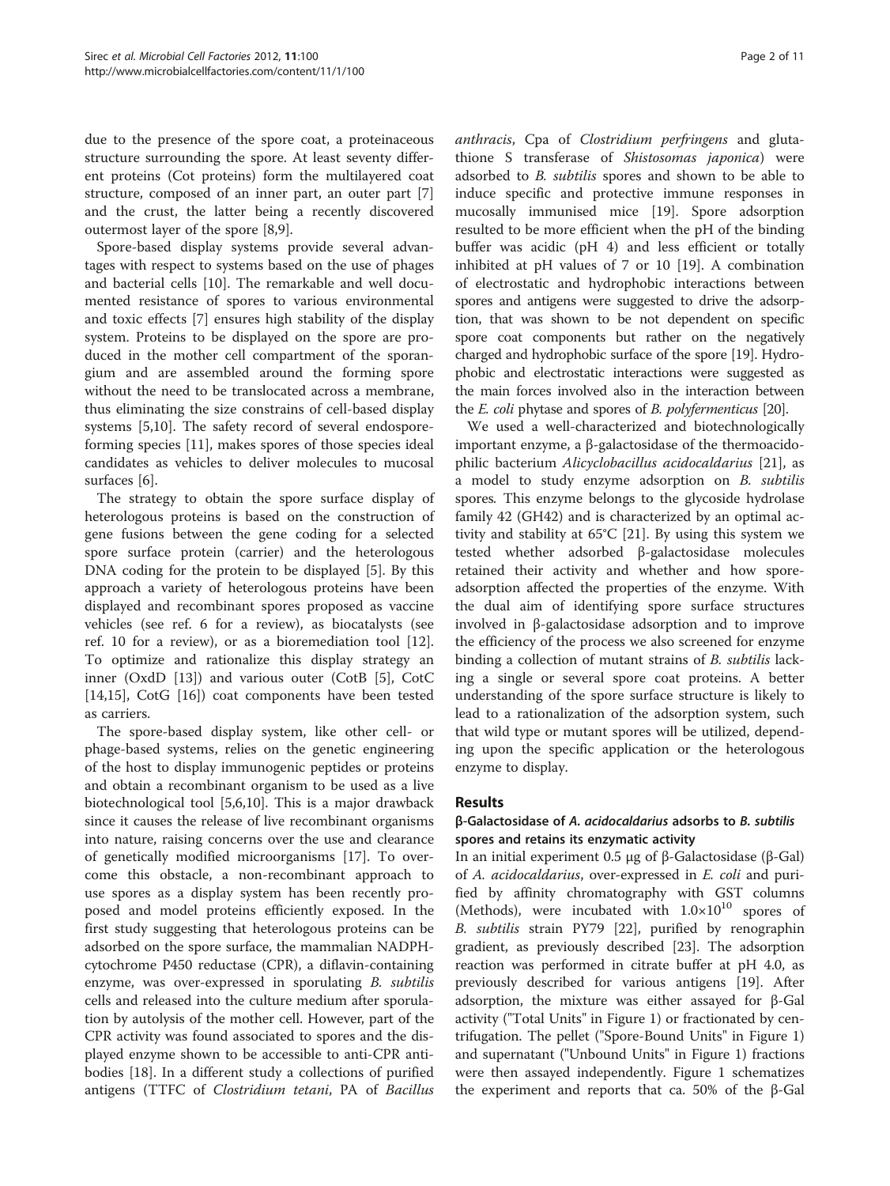due to the presence of the spore coat, a proteinaceous structure surrounding the spore. At least seventy different proteins (Cot proteins) form the multilayered coat structure, composed of an inner part, an outer part [7] and the crust, the latter being a recently discovered outermost layer of the spore [8,9].

Spore-based display systems provide several advantages with respect to systems based on the use of phages and bacterial cells [10]. The remarkable and well documented resistance of spores to various environmental and toxic effects [7] ensures high stability of the display system. Proteins to be displayed on the spore are produced in the mother cell compartment of the sporangium and are assembled around the forming spore without the need to be translocated across a membrane, thus eliminating the size constrains of cell-based display systems [5,10]. The safety record of several endospore-forming species [11], makes spores of those species ideal candidates as vehicles to deliver molecules to mucosal surfaces [6].

The strategy to obtain the spore surface display of heterologous proteins is based on the construction of gene fusions between the gene coding for a selected spore surface protein (carrier) and the heterologous DNA coding for the protein to be displayed [5]. By this approach a variety of heterologous proteins have been displayed and recombinant spores proposed as vaccine vehicles (see ref. 6 for a review), as biocatalysts (see ref. 10 for a review), or as a bioremediation tool [12]. To optimize and rationalize this display strategy an inner (OxdD [13]) and various outer (CotB [5], CotC [14,15], CotG [16]) coat components have been tested as carriers.

The spore-based display system, like other cell- or phage-based systems, relies on the genetic engineering of the host to display immunogenic peptides or proteins and obtain a recombinant organism to be used as a live biotechnological tool [5,6,10]. This is a major drawback since it causes the release of live recombinant organisms into nature, raising concerns over the use and clearance of genetically modified microorganisms [17]. To overcome this obstacle, a non-recombinant approach to use spores as a display system has been recently proposed and model proteins efficiently exposed. In the first study suggesting that heterologous proteins can be adsorbed on the spore surface, the mammalian NADPH-cytochrome P450 reductase (CPR), a diflavin-containing enzyme, was over-expressed in sporulating *B. subtilis* cells and released into the culture medium after sporulation by autolysis of the mother cell. However, part of the CPR activity was found associated to spores and the displayed enzyme shown to be accessible to anti-CPR antibodies [18]. In a different study a collections of purified antigens (TTFC of *Clostridium tetani*, PA of *Bacillus anthracis*, Cpa of *Clostridium perfringens* and glutathione S transferase of *Shistosomas japonica*) were adsorbed to *B. subtilis* spores and shown to be able to induce specific and protective immune responses in mucosally immunised mice [19]. Spore adsorption resulted to be more efficient when the pH of the binding buffer was acidic (pH 4) and less efficient or totally inhibited at pH values of 7 or 10 [19]. A combination of electrostatic and hydrophobic interactions between spores and antigens were suggested to drive the adsorption, that was shown to be not dependent on specific spore coat components but rather on the negatively charged and hydrophobic surface of the spore [19]. Hydrophobic and electrostatic interactions were suggested as the main forces involved also in the interaction between the *E. coli* phytase and spores of *B. polyfermenticus* [20].

We used a well-characterized and biotechnologically important enzyme, a β-galactosidase of the thermoacidophilic bacterium *Alicyclobacillus acidocaldarius* [21], as a model to study enzyme adsorption on *B. subtilis* spores. This enzyme belongs to the glycoside hydrolase family 42 (GH42) and is characterized by an optimal activity and stability at 65°C [21]. By using this system we tested whether adsorbed β-galactosidase molecules retained their activity and whether and how spore-adsorption affected the properties of the enzyme. With the dual aim of identifying spore surface structures involved in β-galactosidase adsorption and to improve the efficiency of the process we also screened for enzyme binding a collection of mutant strains of *B. subtilis* lacking a single or several spore coat proteins. A better understanding of the spore surface structure is likely to lead to a rationalization of the adsorption system, such that wild type or mutant spores will be utilized, depending upon the specific application or the heterologous enzyme to display.

## Results

### β-Galactosidase of *A. acidocaldarius* adsorbs to *B. subtilis* spores and retains its enzymatic activity

In an initial experiment 0.5 μg of β-Galactosidase (β-Gal) of *A. acidocaldarius*, over-expressed in *E. coli* and purified by affinity chromatography with GST columns (Methods), were incubated with $1.0{\times}10^{10}$ spores of *B. subtilis* strain PY79 [22], purified by renographin gradient, as previously described [23]. The adsorption reaction was performed in citrate buffer at pH 4.0, as previously described for various antigens [19]. After adsorption, the mixture was either assayed for β-Gal activity ("Total Units" in Figure 1) or fractionated by centrifugation. The pellet ("Spore-Bound Units" in Figure 1) and supernatant ("Unbound Units" in Figure 1) fractions were then assayed independently. Figure 1 schematizes the experiment and reports that ca. 50% of the β-Gal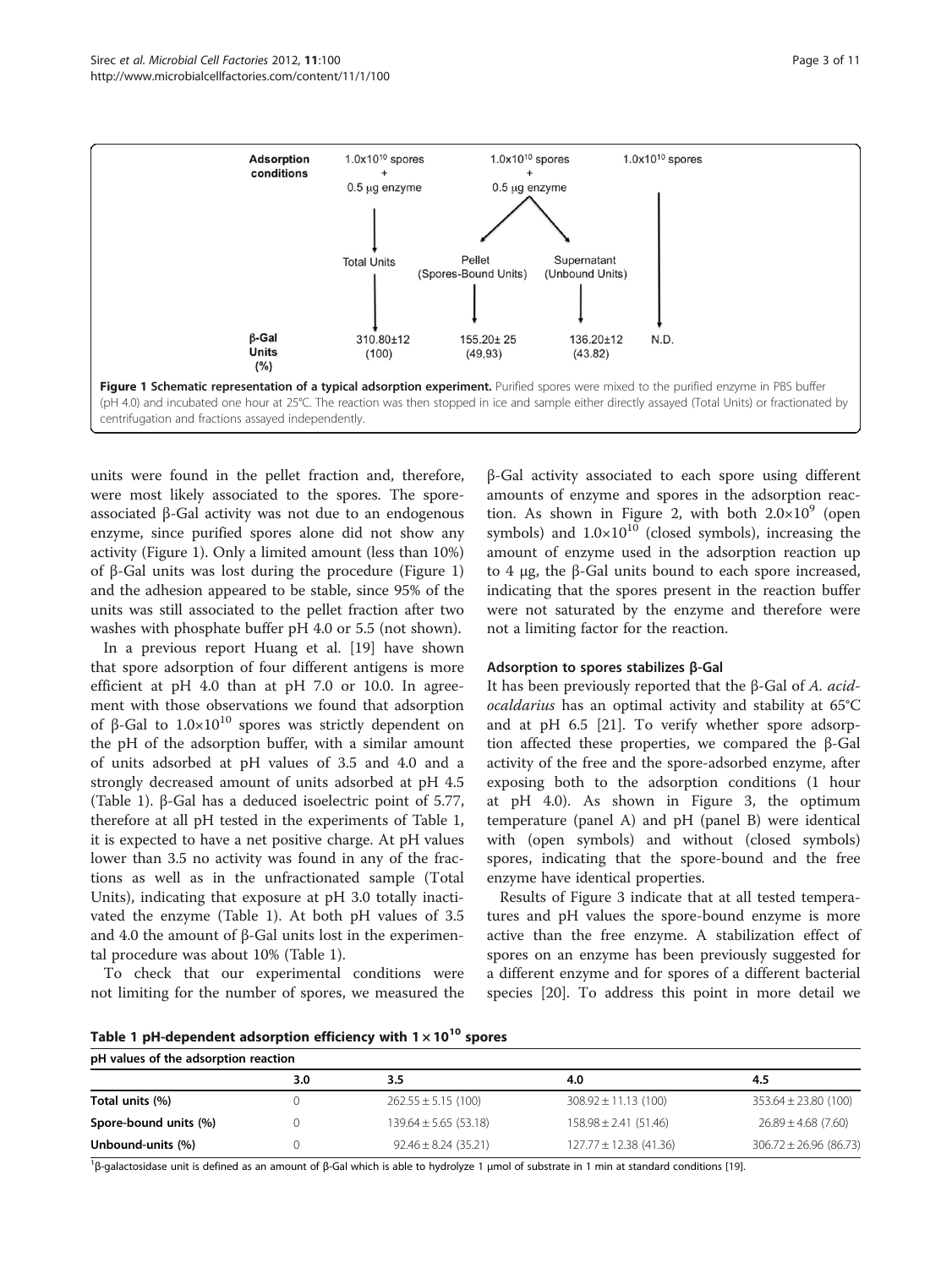Figure 1 Schematic representation of a typical adsorption experiment. Purified spores were mixed to the purified enzyme in PBS buffer (pH 4.0) and incubated one hour at 25°C. The reaction was then stopped in ice and sample either directly assayed (Total Units) or fractionated by centrifugation and fractions assayed independently.

units were found in the pellet fraction and, therefore, were most likely associated to the spores. The spore-associated β-Gal activity was not due to an endogenous enzyme, since purified spores alone did not show any activity (Figure 1). Only a limited amount (less than 10%) of β-Gal units was lost during the procedure (Figure 1) and the adhesion appeared to be stable, since 95% of the units was still associated to the pellet fraction after two washes with phosphate buffer pH 4.0 or 5.5 (not shown).

In a previous report Huang et al. [19] have shown that spore adsorption of four different antigens is more efficient at pH 4.0 than at pH 7.0 or 10.0. In agreement with those observations we found that adsorption of β-Gal to $1.0 \times 10^{10}$ spores was strictly dependent on the pH of the adsorption buffer, with a similar amount of units adsorbed at pH values of 3.5 and 4.0 and a strongly decreased amount of units adsorbed at pH 4.5 (Table 1). β-Gal has a deduced isoelectric point of 5.77, therefore at all pH tested in the experiments of Table 1, it is expected to have a net positive charge. At pH values lower than 3.5 no activity was found in any of the fractions as well as in the unfractionated sample (Total Units), indicating that exposure at pH 3.0 totally inactivated the enzyme (Table 1). At both pH values of 3.5 and 4.0 the amount of β-Gal units lost in the experimental procedure was about 10% (Table 1).

To check that our experimental conditions were not limiting for the number of spores, we measured the β-Gal activity associated to each spore using different amounts of enzyme and spores in the adsorption reaction. As shown in Figure 2, with both $2.0 \times 10^9$ (open symbols) and $1.0 \times 10^{10}$ (closed symbols), increasing the amount of enzyme used in the adsorption reaction up to 4 μg, the β-Gal units bound to each spore increased, indicating that the spores present in the reaction buffer were not saturated by the enzyme and therefore were not a limiting factor for the reaction.

### Adsorption to spores stabilizes β-Gal

It has been previously reported that the β-Gal of *A. acidocaldarius* has an optimal activity and stability at 65°C and at pH 6.5 [21]. To verify whether spore adsorption affected these properties, we compared the β-Gal activity of the free and the spore-adsorbed enzyme, after exposing both to the adsorption conditions (1 hour at pH 4.0). As shown in Figure 3, the optimum temperature (panel A) and pH (panel B) were identical with (open symbols) and without (closed symbols) spores, indicating that the spore-bound and the free enzyme have identical properties.

Results of Figure 3 indicate that at all tested temperatures and pH values the spore-bound enzyme is more active than the free enzyme. A stabilization effect of spores on an enzyme has been previously suggested for a different enzyme and for spores of a different bacterial species [20]. To address this point in more detail we

**Table 1 pH-dependent adsorption efficiency with $1 \times 10^{10}$ spores**

| pH values of the adsorption reaction | | | | |
|---|---|---|---|---|
| | 3.0 | 3.5 | 4.0 | 4.5 |
| Total units (%) | 0 | 262.55 ± 5.15 (100) | 308.92 ± 11.13 (100) | 353.64 ± 23.80 (100) |
| Spore-bound units (%) | 0 | 139.64 ± 5.65 (53.18) | 158.98 ± 2.41 (51.46) | 26.89 ± 4.68 (7.60) |
| Unbound-units (%) | 0 | 92.46 ± 8.24 (35.21) | 127.77 ± 12.38 (41.36) | 306.72 ± 26.96 (86.73) |

[1]β-galactosidase unit is defined as an amount of β-Gal which is able to hydrolyze 1 μmol of substrate in 1 min at standard conditions [19].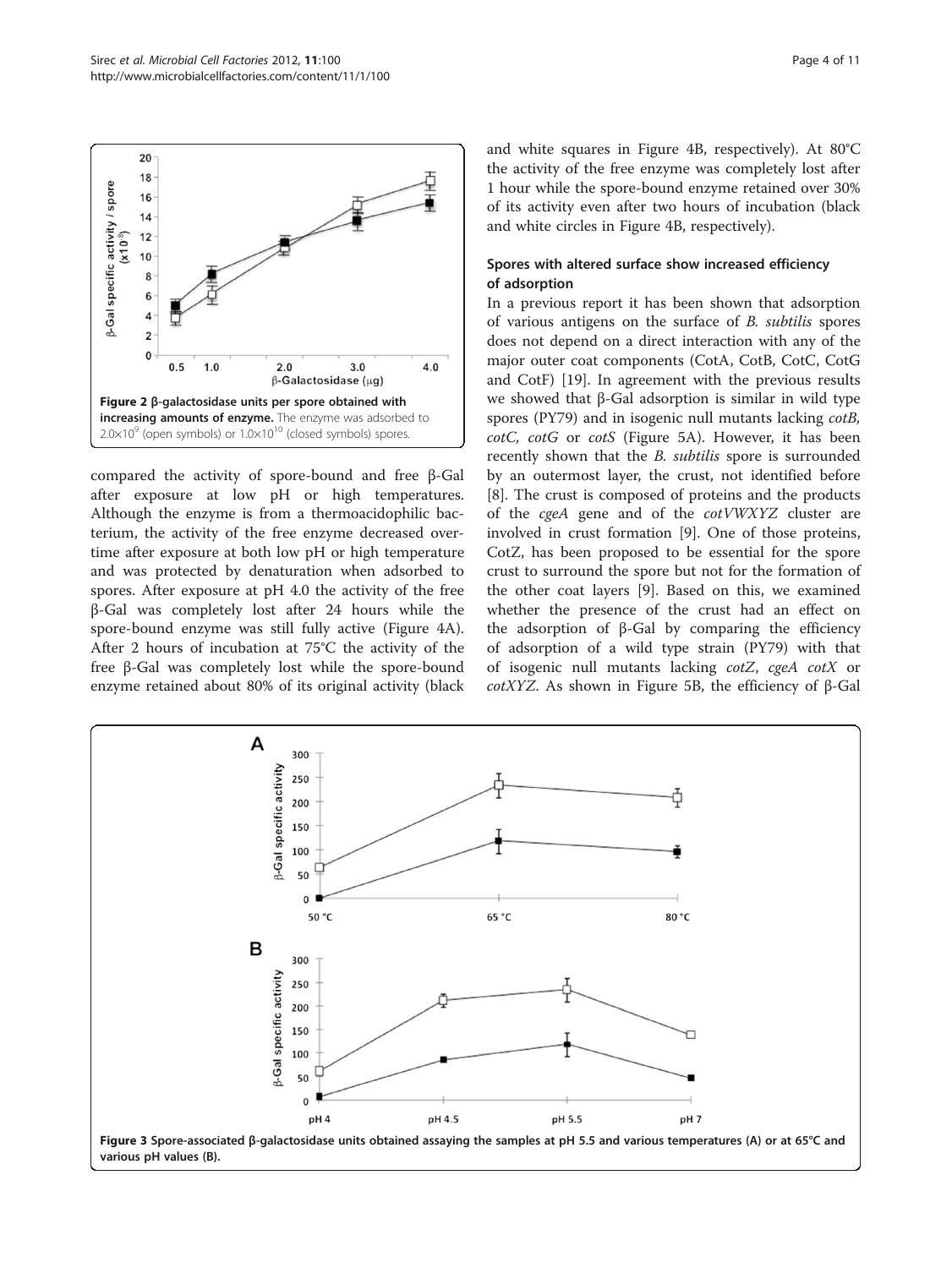Figure 2 β-galactosidase units per spore obtained with increasing amounts of enzyme. The enzyme was adsorbed to $2.0\times10^9$ (open symbols) or $1.0\times10^{10}$ (closed symbols) spores.

compared the activity of spore-bound and free β-Gal after exposure at low pH or high temperatures. Although the enzyme is from a thermoacidophilic bacterium, the activity of the free enzyme decreased overtime after exposure at both low pH or high temperature and was protected by denaturation when adsorbed to spores. After exposure at pH 4.0 the activity of the free β-Gal was completely lost after 24 hours while the spore-bound enzyme was still fully active (Figure 4A). After 2 hours of incubation at 75°C the activity of the free β-Gal was completely lost while the spore-bound enzyme retained about 80% of its original activity (black and white squares in Figure 4B, respectively). At 80°C the activity of the free enzyme was completely lost after 1 hour while the spore-bound enzyme retained over 30% of its activity even after two hours of incubation (black and white circles in Figure 4B, respectively).

### Spores with altered surface show increased efficiency of adsorption

In a previous report it has been shown that adsorption of various antigens on the surface of *B. subtilis* spores does not depend on a direct interaction with any of the major outer coat components (CotA, CotB, CotC, CotG and CotF) [19]. In agreement with the previous results we showed that β-Gal adsorption is similar in wild type spores (PY79) and in isogenic null mutants lacking *cotB, cotC, cotG* or *cotS* (Figure 5A). However, it has been recently shown that the *B. subtilis* spore is surrounded by an outermost layer, the crust, not identified before [8]. The crust is composed of proteins and the products of the *cgeA* gene and of the *cotVWXYZ* cluster are involved in crust formation [9]. One of those proteins, CotZ, has been proposed to be essential for the spore crust to surround the spore but not for the formation of the other coat layers [9]. Based on this, we examined whether the presence of the crust had an effect on the adsorption of β-Gal by comparing the efficiency of adsorption of a wild type strain (PY79) with that of isogenic null mutants lacking *cotZ*, *cgeA cotX* or *cotXYZ*. As shown in Figure 5B, the efficiency of β-Gal

Figure 3 Spore-associated β-galactosidase units obtained assaying the samples at pH 5.5 and various temperatures (A) or at 65°C and various pH values (B).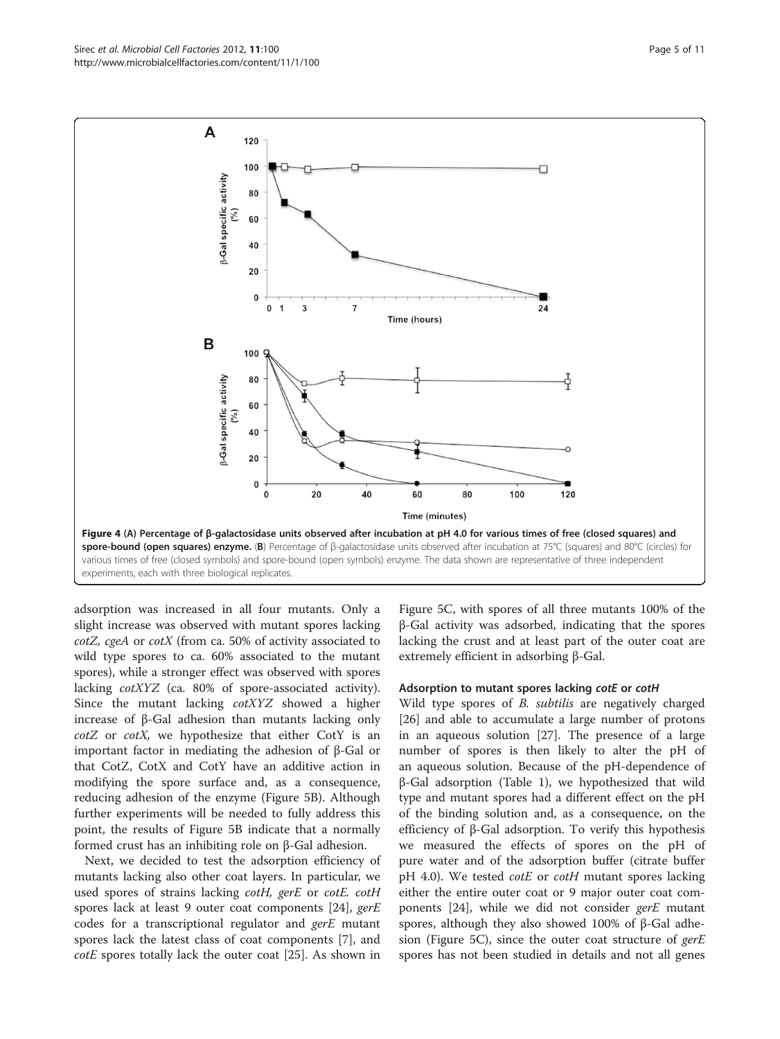**Figure 4** **(A) Percentage of β-galactosidase units observed after incubation at pH 4.0 for various times of free (closed squares) and spore-bound (open squares) enzyme.** (**B**) Percentage of β-galactosidase units observed after incubation at 75°C (squares) and 80°C (circles) for various times of free (closed symbols) and spore-bound (open symbols) enzyme. The data shown are representative of three independent experiments, each with three biological replicates.

adsorption was increased in all four mutants. Only a slight increase was observed with mutant spores lacking *cotZ*, *cgeA* or *cotX* (from ca. 50% of activity associated to wild type spores to ca. 60% associated to the mutant spores), while a stronger effect was observed with spores lacking *cotXYZ* (ca. 80% of spore-associated activity). Since the mutant lacking *cotXYZ* showed a higher increase of β-Gal adhesion than mutants lacking only *cotZ* or *cotX*, we hypothesize that either CotY is an important factor in mediating the adhesion of β-Gal or that CotZ, CotX and CotY have an additive action in modifying the spore surface and, as a consequence, reducing adhesion of the enzyme (Figure 5B). Although further experiments will be needed to fully address this point, the results of Figure 5B indicate that a normally formed crust has an inhibiting role on β-Gal adhesion.

Next, we decided to test the adsorption efficiency of mutants lacking also other coat layers. In particular, we used spores of strains lacking *cotH*, *gerE* or *cotE*. *cotH* spores lack at least 9 outer coat components [24], *gerE* codes for a transcriptional regulator and *gerE* mutant spores lack the latest class of coat components [7], and *cotE* spores totally lack the outer coat [25]. As shown in Figure 5C, with spores of all three mutants 100% of the β-Gal activity was adsorbed, indicating that the spores lacking the crust and at least part of the outer coat are extremely efficient in adsorbing β-Gal.

#### Adsorption to mutant spores lacking *cotE* or *cotH*

Wild type spores of *B. subtilis* are negatively charged [26] and able to accumulate a large number of protons in an aqueous solution [27]. The presence of a large number of spores is then likely to alter the pH of an aqueous solution. Because of the pH-dependence of β-Gal adsorption (Table 1), we hypothesized that wild type and mutant spores had a different effect on the pH of the binding solution and, as a consequence, on the efficiency of β-Gal adsorption. To verify this hypothesis we measured the effects of spores on the pH of pure water and of the adsorption buffer (citrate buffer pH 4.0). We tested *cotE* or *cotH* mutant spores lacking either the entire outer coat or 9 major outer coat components [24], while we did not consider *gerE* mutant spores, although they also showed 100% of β-Gal adhesion (Figure 5C), since the outer coat structure of *gerE* spores has not been studied in details and not all genes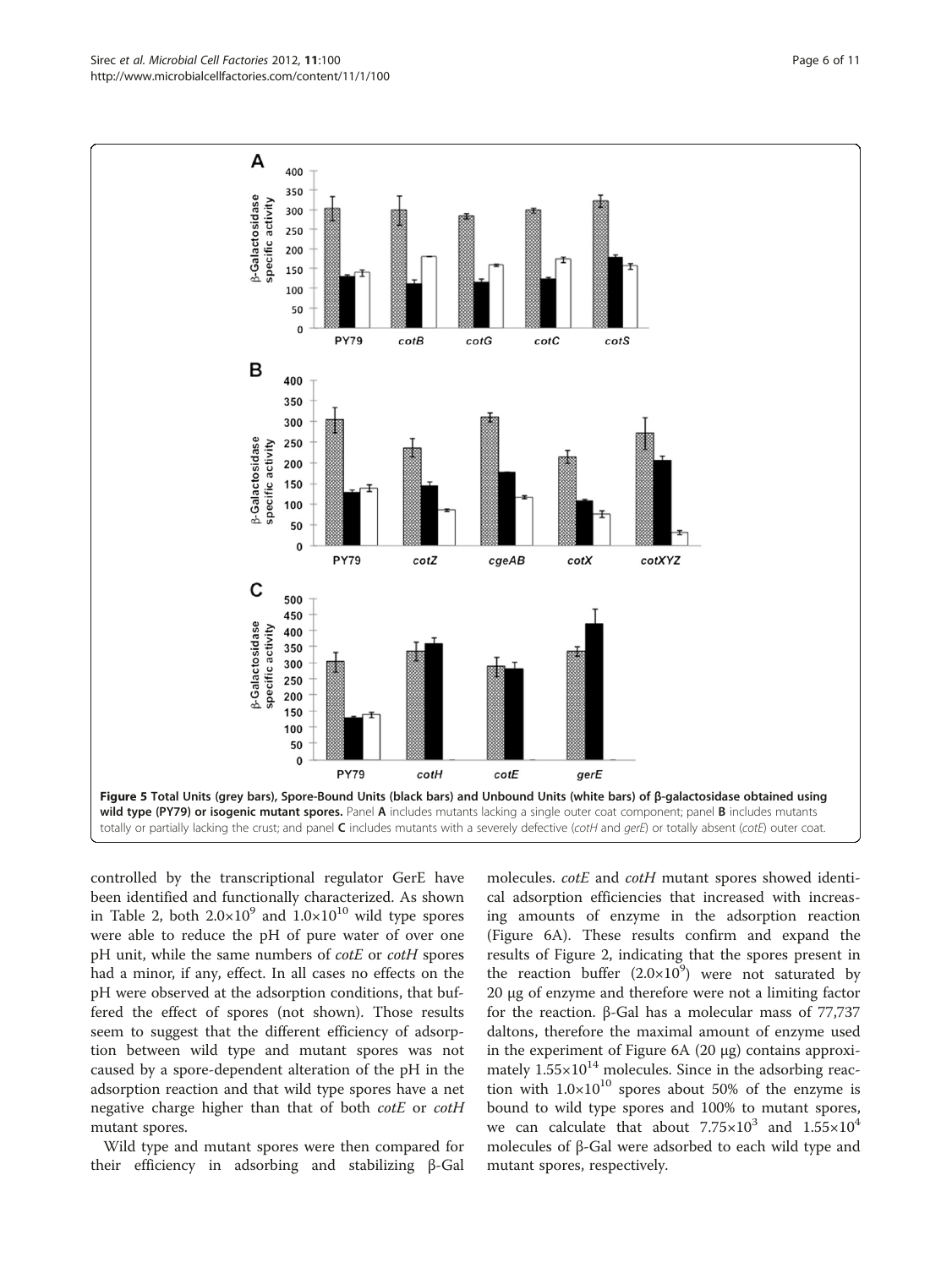**Figure 5 Total Units (grey bars), Spore-Bound Units (black bars) and Unbound Units (white bars) of β-galactosidase obtained using wild type (PY79) or isogenic mutant spores.** Panel **A** includes mutants lacking a single outer coat component; panel **B** includes mutants totally or partially lacking the crust; and panel **C** includes mutants with a severely defective (*cotH* and *gerE*) or totally absent (*cotE*) outer coat.

controlled by the transcriptional regulator GerE have been identified and functionally characterized. As shown in Table 2, both $2.0{\times}10^9$ and $1.0{\times}10^{10}$ wild type spores were able to reduce the pH of pure water of over one pH unit, while the same numbers of *cotE* or *cotH* spores had a minor, if any, effect. In all cases no effects on the pH were observed at the adsorption conditions, that buffered the effect of spores (not shown). Those results seem to suggest that the different efficiency of adsorption between wild type and mutant spores was not caused by a spore-dependent alteration of the pH in the adsorption reaction and that wild type spores have a net negative charge higher than that of both *cotE* or *cotH* mutant spores.

Wild type and mutant spores were then compared for their efficiency in adsorbing and stabilizing β-Gal molecules. *cotE* and *cotH* mutant spores showed identical adsorption efficiencies that increased with increasing amounts of enzyme in the adsorption reaction (Figure 6A). These results confirm and expand the results of Figure 2, indicating that the spores present in the reaction buffer ($2.0{\times}10^9$) were not saturated by 20 μg of enzyme and therefore were not a limiting factor for the reaction. β-Gal has a molecular mass of 77,737 daltons, therefore the maximal amount of enzyme used in the experiment of Figure 6A (20 μg) contains approximately $1.55{\times}10^{14}$ molecules. Since in the adsorbing reaction with $1.0{\times}10^{10}$ spores about 50% of the enzyme is bound to wild type spores and 100% to mutant spores, we can calculate that about $7.75{\times}10^3$ and $1.55{\times}10^4$ molecules of β-Gal were adsorbed to each wild type and mutant spores, respectively.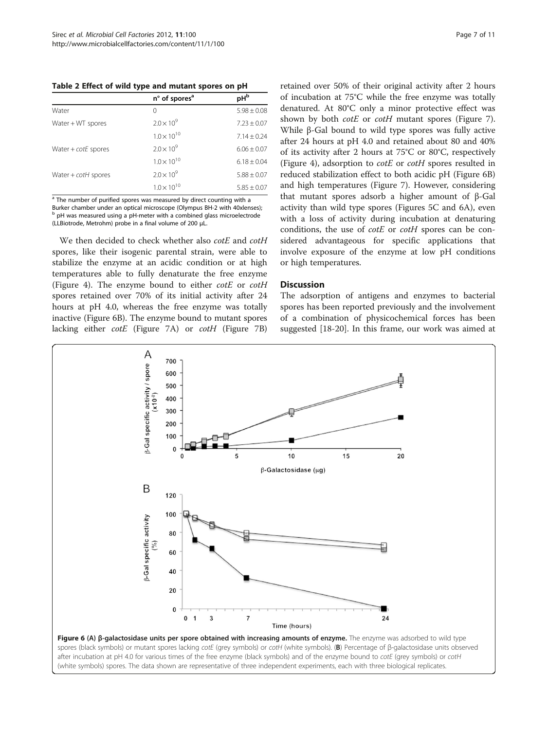**Table 2 Effect of wild type and mutant spores on pH**

| | n° of spores[a] | pH[b] |
|---|---|---|
| Water | 0 | 5.98 ± 0.08 |
| Water + WT spores | $2.0 \times 10^9$ | 7.23 ± 0.07 |
| | $1.0 \times 10^{10}$ | 7.14 ± 0.24 |
| Water + *cotE* spores | $2.0 \times 10^9$ | 6.06 ± 0.07 |
| | $1.0 \times 10^{10}$ | 6.18 ± 0.04 |
| Water + *cotH* spores | $2.0 \times 10^9$ | 5.88 ± 0.07 |
| | $1.0 \times 10^{10}$ | 5.85 ± 0.07 |

[a] The number of purified spores was measured by direct counting with a Burker chamber under an optical microscope (Olympus BH-2 with 40xlenses);
[b] pH was measured using a pH-meter with a combined glass microelectrode (LLBiotrode, Metrohm) probe in a final volume of 200 μL.

We then decided to check whether also *cotE* and *cotH* spores, like their isogenic parental strain, were able to stabilize the enzyme at an acidic condition or at high temperatures able to fully denaturate the free enzyme (Figure 4). The enzyme bound to either *cotE* or *cotH* spores retained over 70% of its initial activity after 24 hours at pH 4.0, whereas the free enzyme was totally inactive (Figure 6B). The enzyme bound to mutant spores lacking either *cotE* (Figure 7A) or *cotH* (Figure 7B) retained over 50% of their original activity after 2 hours of incubation at 75°C while the free enzyme was totally denatured. At 80°C only a minor protective effect was shown by both *cotE* or *cotH* mutant spores (Figure 7). While β-Gal bound to wild type spores was fully active after 24 hours at pH 4.0 and retained about 80 and 40% of its activity after 2 hours at 75°C or 80°C, respectively (Figure 4), adsorption to *cotE* or *cotH* spores resulted in reduced stabilization effect to both acidic pH (Figure 6B) and high temperatures (Figure 7). However, considering that mutant spores adsorb a higher amount of β-Gal activity than wild type spores (Figures 5C and 6A), even with a loss of activity during incubation at denaturing conditions, the use of *cotE* or *cotH* spores can be considered advantageous for specific applications that involve exposure of the enzyme at low pH conditions or high temperatures.

## Discussion

The adsorption of antigens and enzymes to bacterial spores has been reported previously and the involvement of a combination of physicochemical forces has been suggested [18-20]. In this frame, our work was aimed at

**Figure 6** **(A) β-galactosidase units per spore obtained with increasing amounts of enzyme.** The enzyme was adsorbed to wild type spores (black symbols) or mutant spores lacking *cotE* (grey symbols) or *cotH* (white symbols). (**B**) Percentage of β-galactosidase units observed after incubation at pH 4.0 for various times of the free enzyme (black symbols) and of the enzyme bound to *cotE* (grey symbols) or *cotH* (white symbols) spores. The data shown are representative of three independent experiments, each with three biological replicates.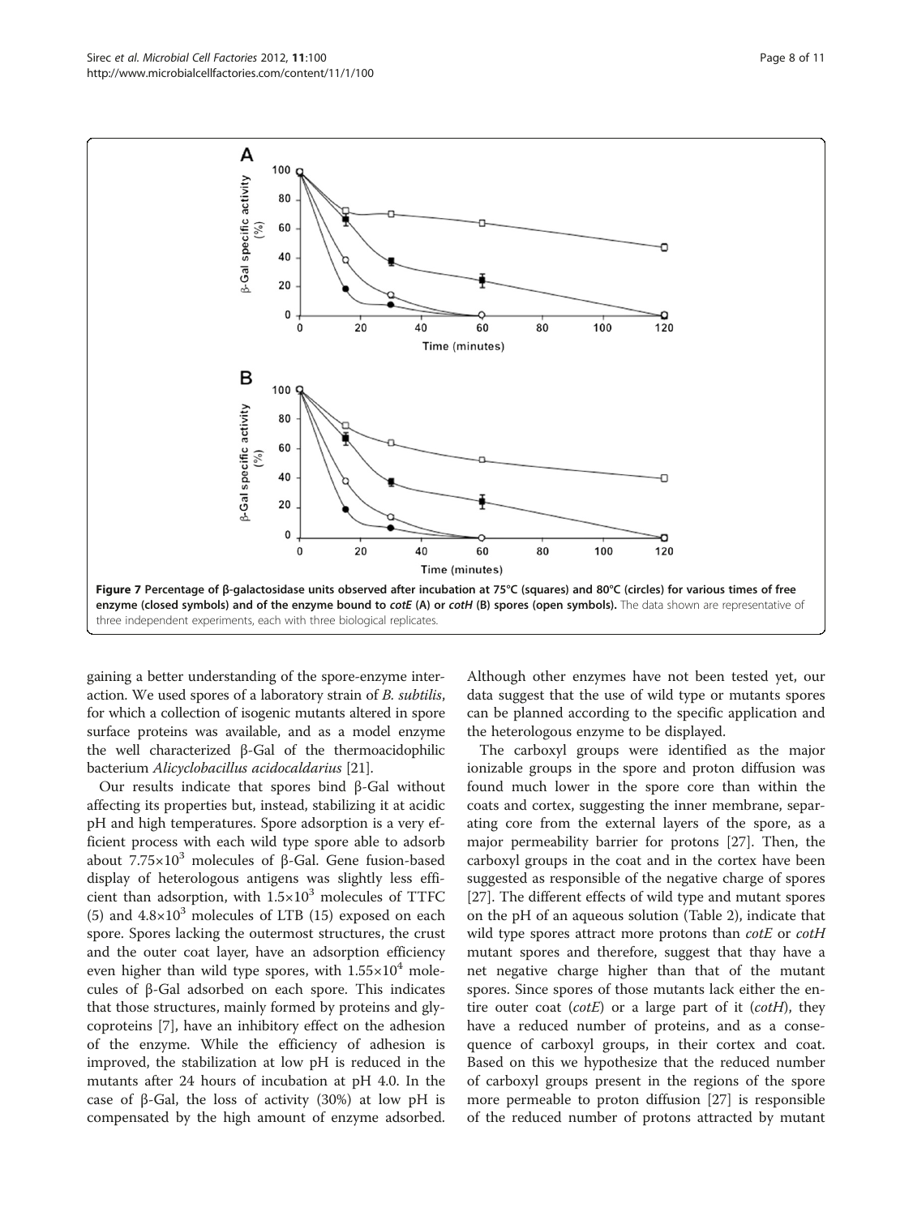Figure 7 Percentage of β-galactosidase units observed after incubation at 75°C (squares) and 80°C (circles) for various times of free enzyme (closed symbols) and of the enzyme bound to *cotE* (A) or *cotH* (B) spores (open symbols). The data shown are representative of three independent experiments, each with three biological replicates.

gaining a better understanding of the spore-enzyme interaction. We used spores of a laboratory strain of *B. subtilis*, for which a collection of isogenic mutants altered in spore surface proteins was available, and as a model enzyme the well characterized β-Gal of the thermoacidophilic bacterium *Alicyclobacillus acidocaldarius* [21].

Our results indicate that spores bind β-Gal without affecting its properties but, instead, stabilizing it at acidic pH and high temperatures. Spore adsorption is a very efficient process with each wild type spore able to adsorb about $7.75 \times 10^3$ molecules of β-Gal. Gene fusion-based display of heterologous antigens was slightly less efficient than adsorption, with $1.5 \times 10^3$ molecules of TTFC (5) and $4.8 \times 10^3$ molecules of LTB (15) exposed on each spore. Spores lacking the outermost structures, the crust and the outer coat layer, have an adsorption efficiency even higher than wild type spores, with $1.55 \times 10^4$ molecules of β-Gal adsorbed on each spore. This indicates that those structures, mainly formed by proteins and glycoproteins [7], have an inhibitory effect on the adhesion of the enzyme. While the efficiency of adhesion is improved, the stabilization at low pH is reduced in the mutants after 24 hours of incubation at pH 4.0. In the case of β-Gal, the loss of activity (30%) at low pH is compensated by the high amount of enzyme adsorbed. Although other enzymes have not been tested yet, our data suggest that the use of wild type or mutants spores can be planned according to the specific application and the heterologous enzyme to be displayed.

The carboxyl groups were identified as the major ionizable groups in the spore and proton diffusion was found much lower in the spore core than within the coats and cortex, suggesting the inner membrane, separating core from the external layers of the spore, as a major permeability barrier for protons [27]. Then, the carboxyl groups in the coat and in the cortex have been suggested as responsible of the negative charge of spores [27]. The different effects of wild type and mutant spores on the pH of an aqueous solution (Table 2), indicate that wild type spores attract more protons than *cotE* or *cotH* mutant spores and therefore, suggest that thay have a net negative charge higher than that of the mutant spores. Since spores of those mutants lack either the entire outer coat (*cotE*) or a large part of it (*cotH*), they have a reduced number of proteins, and as a consequence of carboxyl groups, in their cortex and coat. Based on this we hypothesize that the reduced number of carboxyl groups present in the regions of the spore more permeable to proton diffusion [27] is responsible of the reduced number of protons attracted by mutant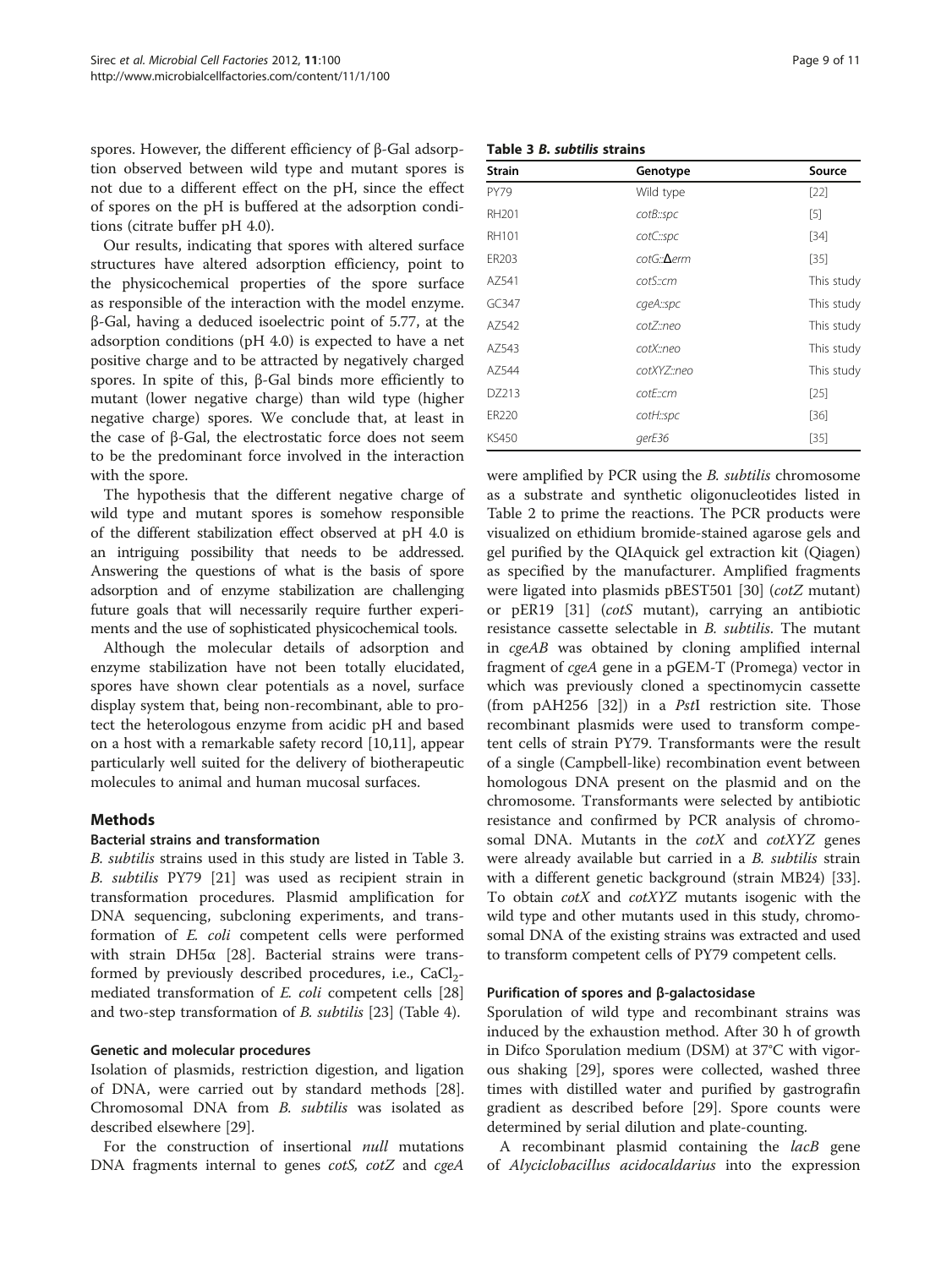spores. However, the different efficiency of β-Gal adsorption observed between wild type and mutant spores is not due to a different effect on the pH, since the effect of spores on the pH is buffered at the adsorption conditions (citrate buffer pH 4.0).

Our results, indicating that spores with altered surface structures have altered adsorption efficiency, point to the physicochemical properties of the spore surface as responsible of the interaction with the model enzyme. β-Gal, having a deduced isoelectric point of 5.77, at the adsorption conditions (pH 4.0) is expected to have a net positive charge and to be attracted by negatively charged spores. In spite of this, β-Gal binds more efficiently to mutant (lower negative charge) than wild type (higher negative charge) spores. We conclude that, at least in the case of β-Gal, the electrostatic force does not seem to be the predominant force involved in the interaction with the spore.

The hypothesis that the different negative charge of wild type and mutant spores is somehow responsible of the different stabilization effect observed at pH 4.0 is an intriguing possibility that needs to be addressed. Answering the questions of what is the basis of spore adsorption and of enzyme stabilization are challenging future goals that will necessarily require further experiments and the use of sophisticated physicochemical tools.

Although the molecular details of adsorption and enzyme stabilization have not been totally elucidated, spores have shown clear potentials as a novel, surface display system that, being non-recombinant, able to protect the heterologous enzyme from acidic pH and based on a host with a remarkable safety record [10,11], appear particularly well suited for the delivery of biotherapeutic molecules to animal and human mucosal surfaces.

## Methods

### Bacterial strains and transformation

*B. subtilis* strains used in this study are listed in Table 3. *B. subtilis* PY79 [21] was used as recipient strain in transformation procedures. Plasmid amplification for DNA sequencing, subcloning experiments, and transformation of *E. coli* competent cells were performed with strain DH5α [28]. Bacterial strains were transformed by previously described procedures, i.e., $CaCl_2$-mediated transformation of *E. coli* competent cells [28] and two-step transformation of *B. subtilis* [23] (Table 4).

### Genetic and molecular procedures

Isolation of plasmids, restriction digestion, and ligation of DNA, were carried out by standard methods [28]. Chromosomal DNA from *B. subtilis* was isolated as described elsewhere [29].

For the construction of insertional *null* mutations DNA fragments internal to genes *cotS, cotZ* and *cgeA* were amplified by PCR using the *B. subtilis* chromosome as a substrate and synthetic oligonucleotides listed in Table 2 to prime the reactions. The PCR products were visualized on ethidium bromide-stained agarose gels and gel purified by the QIAquick gel extraction kit (Qiagen) as specified by the manufacturer. Amplified fragments were ligated into plasmids pBEST501 [30] (*cotZ* mutant) or pER19 [31] (*cotS* mutant), carrying an antibiotic resistance cassette selectable in *B. subtilis*. The mutant in *cgeAB* was obtained by cloning amplified internal fragment of *cgeA* gene in a pGEM-T (Promega) vector in which was previously cloned a spectinomycin cassette (from pAH256 [32]) in a *Pst*I restriction site. Those recombinant plasmids were used to transform competent cells of strain PY79. Transformants were the result of a single (Campbell-like) recombination event between homologous DNA present on the plasmid and on the chromosome. Transformants were selected by antibiotic resistance and confirmed by PCR analysis of chromosomal DNA. Mutants in the *cotX* and *cotXYZ* genes were already available but carried in a *B. subtilis* strain with a different genetic background (strain MB24) [33]. To obtain *cotX* and *cotXYZ* mutants isogenic with the wild type and other mutants used in this study, chromosomal DNA of the existing strains was extracted and used to transform competent cells of PY79 competent cells.

**Table 3 *B. subtilis* strains**

| Strain | Genotype | Source |
|---|---|---|
| PY79 | Wild type | [22] |
| RH201 | *cotB::spc* | [5] |
| RH101 | *cotC::spc* | [34] |
| ER203 | *cotG::Δerm* | [35] |
| AZ541 | *cotS::cm* | This study |
| GC347 | *cgeA::spc* | This study |
| AZ542 | *cotZ::neo* | This study |
| AZ543 | *cotX::neo* | This study |
| AZ544 | *cotXYZ::neo* | This study |
| DZ213 | *cotE::cm* | [25] |
| ER220 | *cotH::spc* | [36] |
| KS450 | *gerE36* | [35] |

### Purification of spores and β-galactosidase

Sporulation of wild type and recombinant strains was induced by the exhaustion method. After 30 h of growth in Difco Sporulation medium (DSM) at 37°C with vigorous shaking [29], spores were collected, washed three times with distilled water and purified by gastrografin gradient as described before [29]. Spore counts were determined by serial dilution and plate-counting.

A recombinant plasmid containing the *lacB* gene of *Alyciclobacillus acidocaldarius* into the expression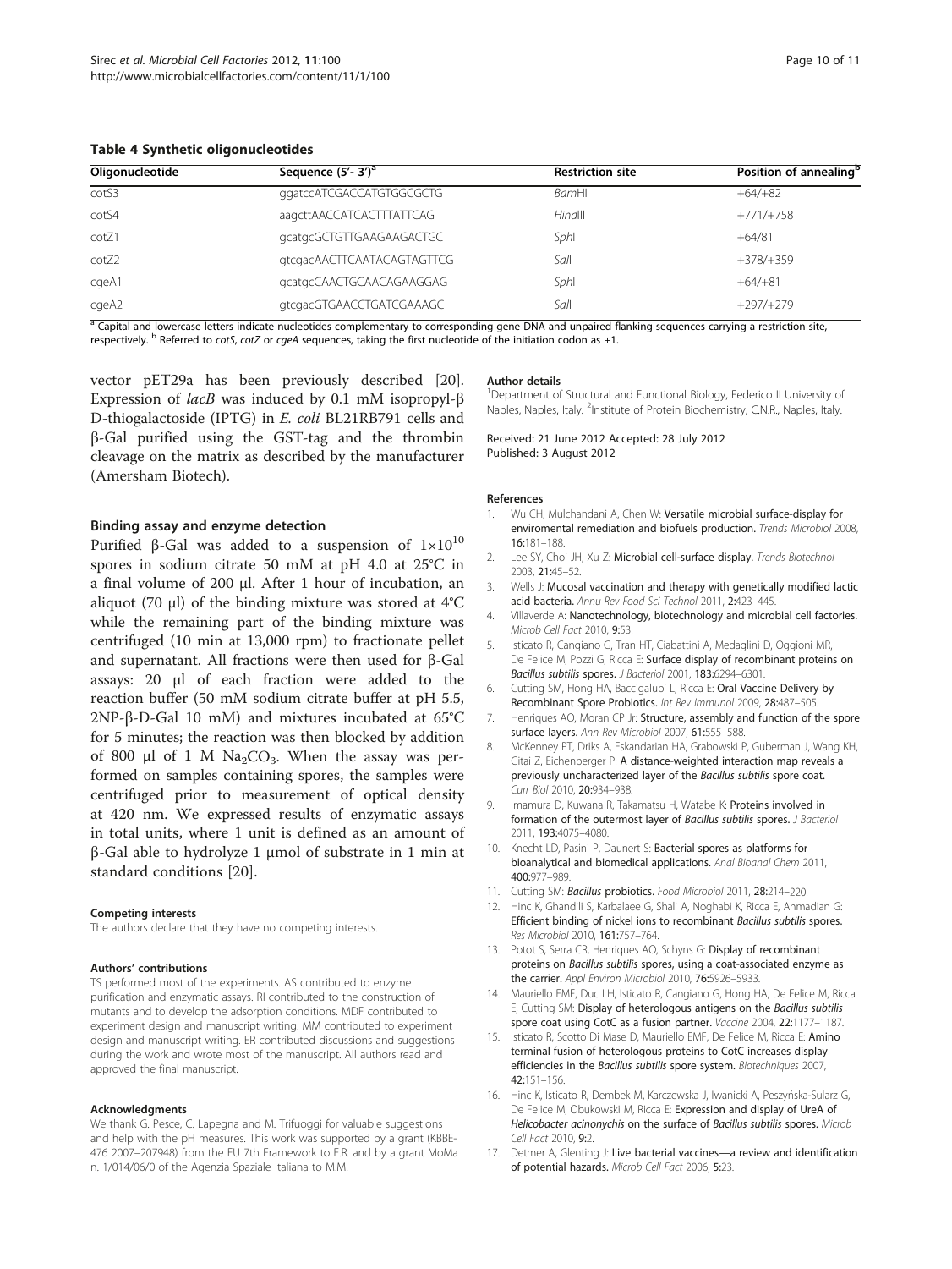**Table 4 Synthetic oligonucleotides**

| Oligonucleotide | Sequence (5'- 3')[a] | Restriction site | Position of annealing[b] |
|---|---|---|---|
| cotS3 | ggatccATCGACCATGTGGCGCTG | *Bam*HI | +64/+82 |
| cotS4 | aagcttAACCATCACTTTATTCAG | *Hin*dIII | +771/+758 |
| cotZ1 | gcatgcGCTGTTGAAGAAGACTGC | *Sph*I | +64/81 |
| cotZ2 | gtcgacAACTTCAATACAGTAGTTCG | *Sal*I | +378/+359 |
| cgeA1 | gcatgcCAACTGCAACAGAAGGAG | *Sph*I | +64/+81 |
| cgeA2 | gtcgacGTGAACCTGATCGAAAGC | *Sal*I | +297/+279 |

[a] Capital and lowercase letters indicate nucleotides complementary to corresponding gene DNA and unpaired flanking sequences carrying a restriction site, respectively. [b] Referred to *cotS*, *cotZ* or *cgeA* sequences, taking the first nucleotide of the initiation codon as +1.

vector pET29a has been previously described [20]. Expression of *lacB* was induced by 0.1 mM isopropyl-β D-thiogalactoside (IPTG) in *E. coli* BL21RB791 cells and β-Gal purified using the GST-tag and the thrombin cleavage on the matrix as described by the manufacturer (Amersham Biotech).

### Binding assay and enzyme detection

Purified β-Gal was added to a suspension of $1{\times}10^{10}$ spores in sodium citrate 50 mM at pH 4.0 at 25°C in a final volume of 200 μl. After 1 hour of incubation, an aliquot (70 μl) of the binding mixture was stored at 4°C while the remaining part of the binding mixture was centrifuged (10 min at 13,000 rpm) to fractionate pellet and supernatant. All fractions were then used for β-Gal assays: 20 μl of each fraction were added to the reaction buffer (50 mM sodium citrate buffer at pH 5.5, 2NP-β-D-Gal 10 mM) and mixtures incubated at 65°C for 5 minutes; the reaction was then blocked by addition of 800 μl of 1 M $Na_2CO_3$. When the assay was performed on samples containing spores, the samples were centrifuged prior to measurement of optical density at 420 nm. We expressed results of enzymatic assays in total units, where 1 unit is defined as an amount of β-Gal able to hydrolyze 1 μmol of substrate in 1 min at standard conditions [20].

#### Competing interests

The authors declare that they have no competing interests.

#### Authors' contributions

TS performed most of the experiments. AS contributed to enzyme purification and enzymatic assays. RI contributed to the construction of mutants and to develop the adsorption conditions. MDF contributed to experiment design and manuscript writing. MM contributed to experiment design and manuscript writing. ER contributed discussions and suggestions during the work and wrote most of the manuscript. All authors read and approved the final manuscript.

#### Acknowledgments

We thank G. Pesce, C. Lapegna and M. Trifuoggi for valuable suggestions and help with the pH measures. This work was supported by a grant (KBBE-476 2007–207948) from the EU 7th Framework to E.R. and by a grant MoMa n. 1/014/06/0 of the Agenzia Spaziale Italiana to M.M.

#### Author details

[1]Department of Structural and Functional Biology, Federico II University of Naples, Naples, Italy. [2]Institute of Protein Biochemistry, C.N.R., Naples, Italy.

Received: 21 June 2012 Accepted: 28 July 2012
Published: 3 August 2012

#### References

1. Wu CH, Mulchandani A, Chen W: **Versatile microbial surface-display for enviromental remediation and biofuels production.** *Trends Microbiol* 2008, **16:**181–188.
2. Lee SY, Choi JH, Xu Z: **Microbial cell-surface display.** *Trends Biotechnol* 2003, **21:**45–52.
3. Wells J: **Mucosal vaccination and therapy with genetically modified lactic acid bacteria.** *Annu Rev Food Sci Technol* 2011, **2:**423–445.
4. Villaverde A: **Nanotechnology, biotechnology and microbial cell factories.** *Microb Cell Fact* 2010, **9:**53.
5. Isticato R, Cangiano G, Tran HT, Ciabattini A, Medaglini D, Oggioni MR, De Felice M, Pozzi G, Ricca E: **Surface display of recombinant proteins on** ***Bacillus subtilis*** **spores.** *J Bacteriol* 2001, **183:**6294–6301.
6. Cutting SM, Hong HA, Baccigalupi L, Ricca E: **Oral Vaccine Delivery by Recombinant Spore Probiotics.** *Int Rev Immunol* 2009, **28:**487–505.
7. Henriques AO, Moran CP Jr: **Structure, assembly and function of the spore surface layers.** *Ann Rev Microbiol* 2007, **61:**555–588.
8. McKenney PT, Driks A, Eskandarian HA, Grabowski P, Guberman J, Wang KH, Gitai Z, Eichenberger P: **A distance-weighted interaction map reveals a previously uncharacterized layer of the** ***Bacillus subtilis*** **spore coat.** *Curr Biol* 2010, **20:**934–938.
9. Imamura D, Kuwana R, Takamatsu H, Watabe K: **Proteins involved in formation of the outermost layer of** ***Bacillus subtilis*** **spores.** *J Bacteriol* 2011, **193:**4075–4080.
10. Knecht LD, Pasini P, Daunert S: **Bacterial spores as platforms for bioanalytical and biomedical applications.** *Anal Bioanal Chem* 2011, **400:**977–989.
11. Cutting SM: ***Bacillus*** **probiotics.** *Food Microbiol* 2011, **28:**214–220.
12. Hinc K, Ghandili S, Karbalaee G, Shali A, Noghabi K, Ricca E, Ahmadian G: **Efficient binding of nickel ions to recombinant** ***Bacillus subtilis*** **spores.** *Res Microbiol* 2010, **161:**757–764.
13. Potot S, Serra CR, Henriques AO, Schyns G: **Display of recombinant proteins on** ***Bacillus subtilis*** **spores, using a coat-associated enzyme as the carrier.** *Appl Environ Microbiol* 2010, **76:**5926–5933.
14. Mauriello EMF, Duc LH, Isticato R, Cangiano G, Hong HA, De Felice M, Ricca E, Cutting SM: **Display of heterologous antigens on the** ***Bacillus subtilis*** **spore coat using CotC as a fusion partner.** *Vaccine* 2004, **22:**1177–1187.
15. Isticato R, Scotto Di Mase D, Mauriello EMF, De Felice M, Ricca E: **Amino terminal fusion of heterologous proteins to CotC increases display efficiencies in the** ***Bacillus subtilis*** **spore system.** *Biotechniques* 2007, **42:**151–156.
16. Hinc K, Isticato R, Dembek M, Karczewska J, Iwanicki A, Peszyńska-Sularz G, De Felice M, Obukowski M, Ricca E: **Expression and display of UreA of** ***Helicobacter acinonychis*** **on the surface of** ***Bacillus subtilis*** **spores.** *Microb Cell Fact* 2010, **9:**2.
17. Detmer A, Glenting J: **Live bacterial vaccines—a review and identification of potential hazards.** *Microb Cell Fact* 2006, **5:**23.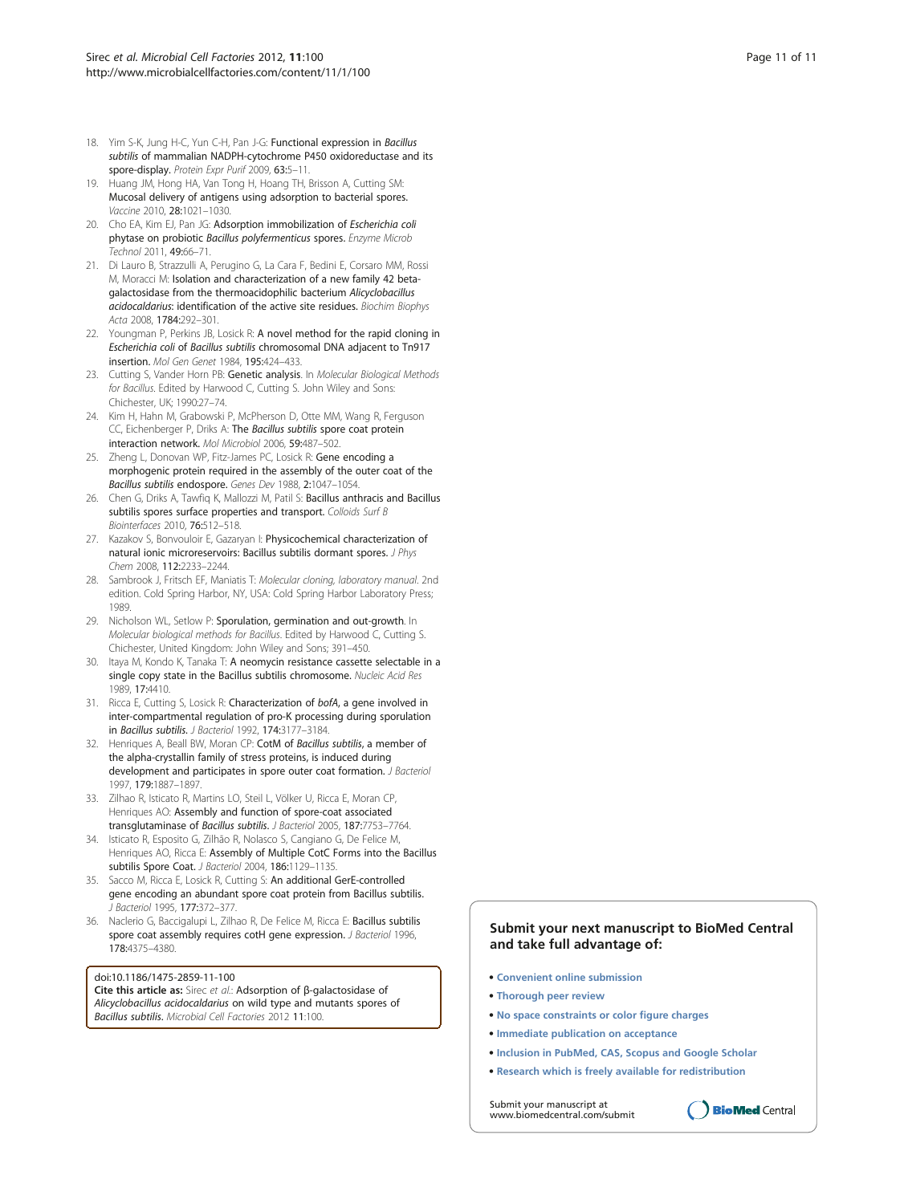18. Yim S-K, Jung H-C, Yun C-H, Pan J-G: Functional expression in *Bacillus subtilis* of mammalian NADPH-cytochrome P450 oxidoreductase and its spore-display. *Protein Expr Purif* 2009, **63:**5–11.
19. Huang JM, Hong HA, Van Tong H, Hoang TH, Brisson A, Cutting SM: Mucosal delivery of antigens using adsorption to bacterial spores. *Vaccine* 2010, **28:**1021–1030.
20. Cho EA, Kim EJ, Pan JG: Adsorption immobilization of *Escherichia coli* phytase on probiotic *Bacillus polyfermenticus* spores. *Enzyme Microb Technol* 2011, **49:**66–71.
21. Di Lauro B, Strazzulli A, Perugino G, La Cara F, Bedini E, Corsaro MM, Rossi M, Moracci M: Isolation and characterization of a new family 42 beta-galactosidase from the thermoacidophilic bacterium *Alicyclobacillus acidocaldarius*: identification of the active site residues. *Biochim Biophys Acta* 2008, **1784:**292–301.
22. Youngman P, Perkins JB, Losick R: A novel method for the rapid cloning in *Escherichia coli* of *Bacillus subtilis* chromosomal DNA adjacent to Tn917 insertion. *Mol Gen Genet* 1984, **195:**424–433.
23. Cutting S, Vander Horn PB: Genetic analysis. In *Molecular Biological Methods for Bacillus*. Edited by Harwood C, Cutting S. John Wiley and Sons: Chichester, UK; 1990:27–74.
24. Kim H, Hahn M, Grabowski P, McPherson D, Otte MM, Wang R, Ferguson CC, Eichenberger P, Driks A: The *Bacillus subtilis* spore coat protein interaction network. *Mol Microbiol* 2006, **59:**487–502.
25. Zheng L, Donovan WP, Fitz-James PC, Losick R: Gene encoding a morphogenic protein required in the assembly of the outer coat of the *Bacillus subtilis* endospore. *Genes Dev* 1988, **2:**1047–1054.
26. Chen G, Driks A, Tawfiq K, Mallozzi M, Patil S: Bacillus anthracis and Bacillus subtilis spores surface properties and transport. *Colloids Surf B Biointerfaces* 2010, **76:**512–518.
27. Kazakov S, Bonvouloir E, Gazaryan I: Physicochemical characterization of natural ionic microreservoirs: Bacillus subtilis dormant spores. *J Phys Chem* 2008, **112:**2233–2244.
28. Sambrook J, Fritsch EF, Maniatis T: *Molecular cloning, laboratory manual*. 2nd edition. Cold Spring Harbor, NY, USA: Cold Spring Harbor Laboratory Press; 1989.
29. Nicholson WL, Setlow P: Sporulation, germination and out-growth. In *Molecular biological methods for Bacillus*. Edited by Harwood C, Cutting S. Chichester, United Kingdom: John Wiley and Sons; 391–450.
30. Itaya M, Kondo K, Tanaka T: A neomycin resistance cassette selectable in a single copy state in the Bacillus subtilis chromosome. *Nucleic Acid Res* 1989, **17:**4410.
31. Ricca E, Cutting S, Losick R: Characterization of *bofA*, a gene involved in inter-compartmental regulation of pro-K processing during sporulation in *Bacillus subtilis*. *J Bacteriol* 1992, **174:**3177–3184.
32. Henriques A, Beall BW, Moran CP: CotM of *Bacillus subtilis*, a member of the alpha-crystallin family of stress proteins, is induced during development and participates in spore outer coat formation. *J Bacteriol* 1997, **179:**1887–1897.
33. Zilhao R, Isticato R, Martins LO, Steil L, Völker U, Ricca E, Moran CP, Henriques AO: Assembly and function of spore-coat associated transglutaminase of *Bacillus subtilis*. *J Bacteriol* 2005, **187:**7753–7764.
34. Isticato R, Esposito G, Zilhão R, Nolasco S, Cangiano G, De Felice M, Henriques AO, Ricca E: Assembly of Multiple CotC Forms into the Bacillus subtilis Spore Coat. *J Bacteriol* 2004, **186:**1129–1135.
35. Sacco M, Ricca E, Losick R, Cutting S: An additional GerE-controlled gene encoding an abundant spore coat protein from Bacillus subtilis. *J Bacteriol* 1995, **177:**372–377.
36. Naclerio G, Baccigalupi L, Zilhao R, De Felice M, Ricca E: Bacillus subtilis spore coat assembly requires cotH gene expression. *J Bacteriol* 1996, **178:**4375–4380.

doi:10.1186/1475-2859-11-100

**Cite this article as:** Sirec *et al.*: Adsorption of β-galactosidase of *Alicyclobacillus acidocaldarius* on wild type and mutants spores of *Bacillus subtilis*. *Microbial Cell Factories* 2012 11:100.

**Submit your next manuscript to BioMed Central and take full advantage of:**

- Convenient online submission
- Thorough peer review
- No space constraints or color figure charges
- Immediate publication on acceptance
- Inclusion in PubMed, CAS, Scopus and Google Scholar
- Research which is freely available for redistribution

Submit your manuscript at www.biomedcentral.com/submit

BioMed Central